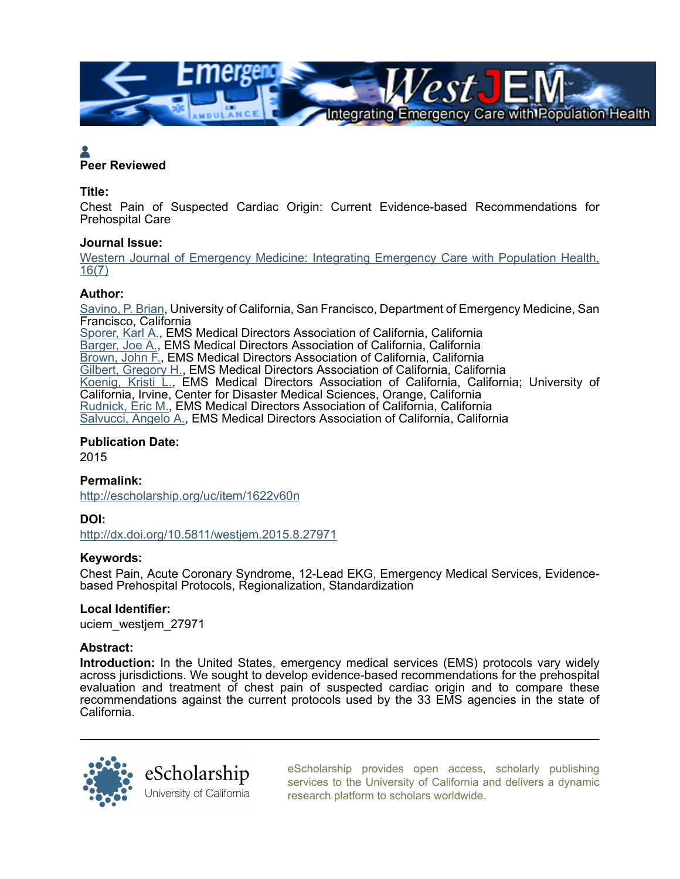**Peer Reviewed**

**Title:**

Chest Pain of Suspected Cardiac Origin: Current Evidence-based Recommendations for Prehospital Care

**Journal Issue:**

Western Journal of Emergency Medicine: Integrating Emergency Care with Population Health, 16(7)

**Author:**

Savino, P. Brian, University of California, San Francisco, Department of Emergency Medicine, San Francisco, California
Sporer, Karl A., EMS Medical Directors Association of California, California
Barger, Joe A., EMS Medical Directors Association of California, California
Brown, John F., EMS Medical Directors Association of California, California
Gilbert, Gregory H., EMS Medical Directors Association of California, California
Koenig, Kristi L., EMS Medical Directors Association of California, California; University of California, Irvine, Center for Disaster Medical Sciences, Orange, California
Rudnick, Eric M., EMS Medical Directors Association of California, California
Salvucci, Angelo A., EMS Medical Directors Association of California, California

**Publication Date:**

2015

**Permalink:**

http://escholarship.org/uc/item/1622v60n

**DOI:**

http://dx.doi.org/10.5811/westjem.2015.8.27971

**Keywords:**

Chest Pain, Acute Coronary Syndrome, 12-Lead EKG, Emergency Medical Services, Evidence-based Prehospital Protocols, Regionalization, Standardization

**Local Identifier:**

uciem_westjem_27971

**Abstract:**

**Introduction:** In the United States, emergency medical services (EMS) protocols vary widely across jurisdictions. We sought to develop evidence-based recommendations for the prehospital evaluation and treatment of chest pain of suspected cardiac origin and to compare these recommendations against the current protocols used by the 33 EMS agencies in the state of California.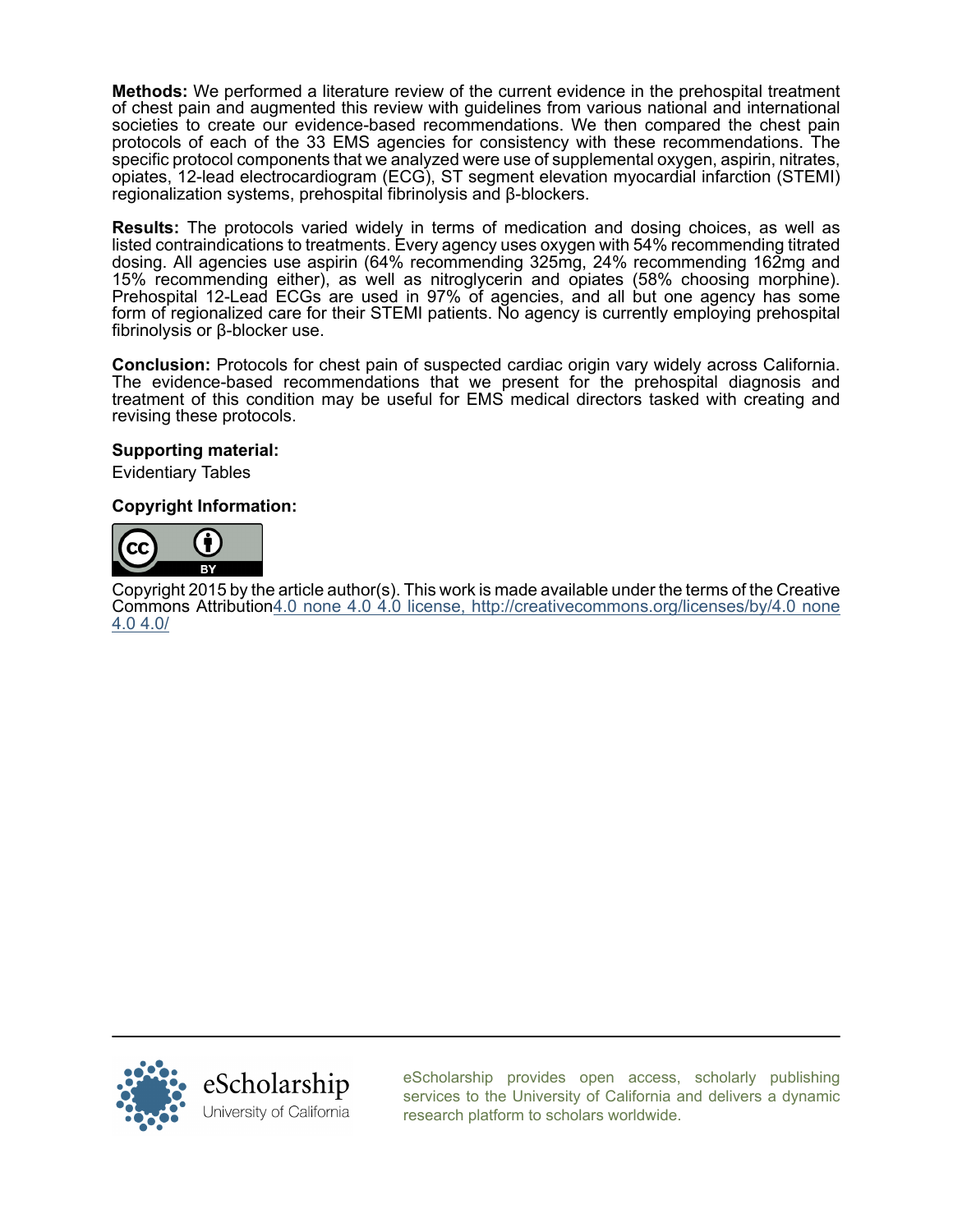**Methods:** We performed a literature review of the current evidence in the prehospital treatment of chest pain and augmented this review with guidelines from various national and international societies to create our evidence-based recommendations. We then compared the chest pain protocols of each of the 33 EMS agencies for consistency with these recommendations. The specific protocol components that we analyzed were use of supplemental oxygen, aspirin, nitrates, opiates, 12-lead electrocardiogram (ECG), ST segment elevation myocardial infarction (STEMI) regionalization systems, prehospital fibrinolysis and β-blockers.

**Results:** The protocols varied widely in terms of medication and dosing choices, as well as listed contraindications to treatments. Every agency uses oxygen with 54% recommending titrated dosing. All agencies use aspirin (64% recommending 325mg, 24% recommending 162mg and 15% recommending either), as well as nitroglycerin and opiates (58% choosing morphine). Prehospital 12-Lead ECGs are used in 97% of agencies, and all but one agency has some form of regionalized care for their STEMI patients. No agency is currently employing prehospital fibrinolysis or β-blocker use.

**Conclusion:** Protocols for chest pain of suspected cardiac origin vary widely across California. The evidence-based recommendations that we present for the prehospital diagnosis and treatment of this condition may be useful for EMS medical directors tasked with creating and revising these protocols.

**Supporting material:**

Evidentiary Tables

**Copyright Information:**

Copyright 2015 by the article author(s). This work is made available under the terms of the Creative Commons Attribution4.0 none 4.0 4.0 license, http://creativecommons.org/licenses/by/4.0 none 4.0 4.0/

eScholarship
University of California

eScholarship provides open access, scholarly publishing services to the University of California and delivers a dynamic research platform to scholars worldwide.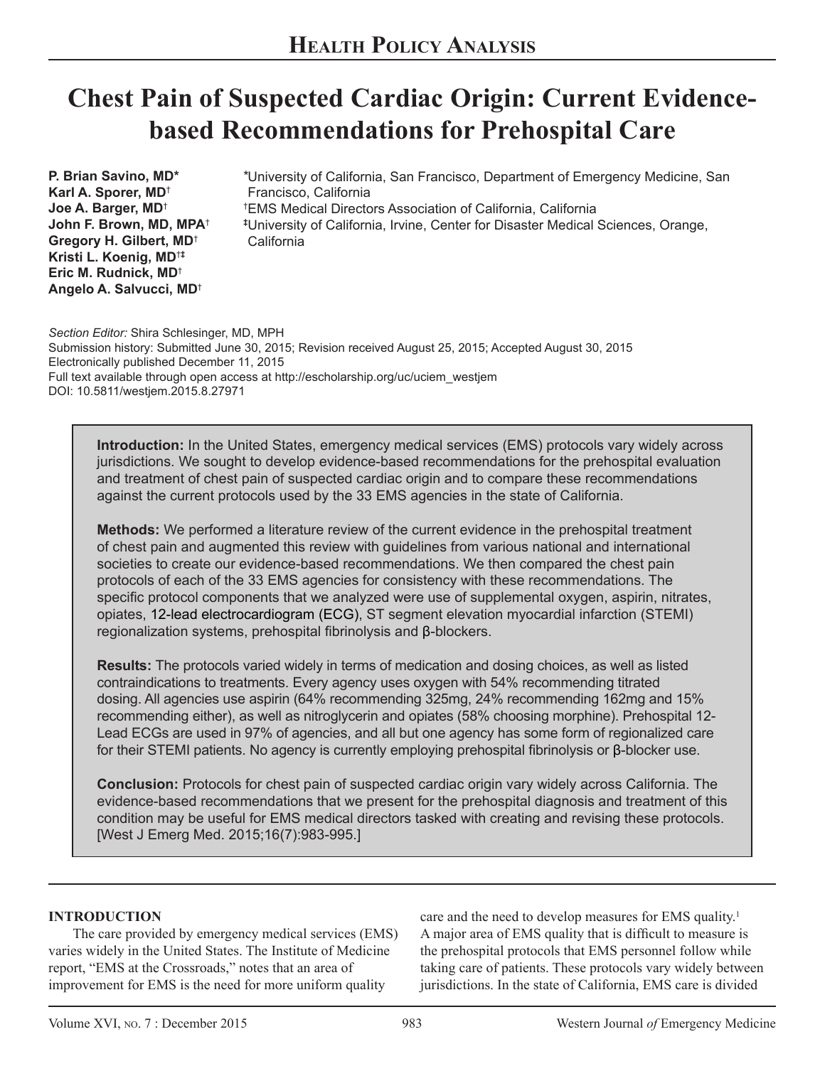HEALTH POLICY ANALYSIS

# Chest Pain of Suspected Cardiac Origin: Current Evidence-based Recommendations for Prehospital Care

**P. Brian Savino, MD***
**Karl A. Sporer, MD**[†]
**Joe A. Barger, MD**[†]
**John F. Brown, MD, MPA**[†]
**Gregory H. Gilbert, MD**[†]
**Kristi L. Koenig, MD**[†‡]
**Eric M. Rudnick, MD**[†]
**Angelo A. Salvucci, MD**[†]

*University of California, San Francisco, Department of Emergency Medicine, San Francisco, California
[†]EMS Medical Directors Association of California, California
[‡]University of California, Irvine, Center for Disaster Medical Sciences, Orange, California

*Section Editor:* Shira Schlesinger, MD, MPH
Submission history: Submitted June 30, 2015; Revision received August 25, 2015; Accepted August 30, 2015
Electronically published December 11, 2015
Full text available through open access at http://escholarship.org/uc/uciem_westjem
DOI: 10.5811/westjem.2015.8.27971

**Introduction:** In the United States, emergency medical services (EMS) protocols vary widely across jurisdictions. We sought to develop evidence-based recommendations for the prehospital evaluation and treatment of chest pain of suspected cardiac origin and to compare these recommendations against the current protocols used by the 33 EMS agencies in the state of California.

**Methods:** We performed a literature review of the current evidence in the prehospital treatment of chest pain and augmented this review with guidelines from various national and international societies to create our evidence-based recommendations. We then compared the chest pain protocols of each of the 33 EMS agencies for consistency with these recommendations. The specific protocol components that we analyzed were use of supplemental oxygen, aspirin, nitrates, opiates, 12-lead electrocardiogram (ECG), ST segment elevation myocardial infarction (STEMI) regionalization systems, prehospital fibrinolysis and β-blockers.

**Results:** The protocols varied widely in terms of medication and dosing choices, as well as listed contraindications to treatments. Every agency uses oxygen with 54% recommending titrated dosing. All agencies use aspirin (64% recommending 325mg, 24% recommending 162mg and 15% recommending either), as well as nitroglycerin and opiates (58% choosing morphine). Prehospital 12-Lead ECGs are used in 97% of agencies, and all but one agency has some form of regionalized care for their STEMI patients. No agency is currently employing prehospital fibrinolysis or β-blocker use.

**Conclusion:** Protocols for chest pain of suspected cardiac origin vary widely across California. The evidence-based recommendations that we present for the prehospital diagnosis and treatment of this condition may be useful for EMS medical directors tasked with creating and revising these protocols. [West J Emerg Med. 2015;16(7):983-995.]

## INTRODUCTION

The care provided by emergency medical services (EMS) varies widely in the United States. The Institute of Medicine report, "EMS at the Crossroads," notes that an area of improvement for EMS is the need for more uniform quality care and the need to develop measures for EMS quality.[1] A major area of EMS quality that is difficult to measure is the prehospital protocols that EMS personnel follow while taking care of patients. These protocols vary widely between jurisdictions. In the state of California, EMS care is divided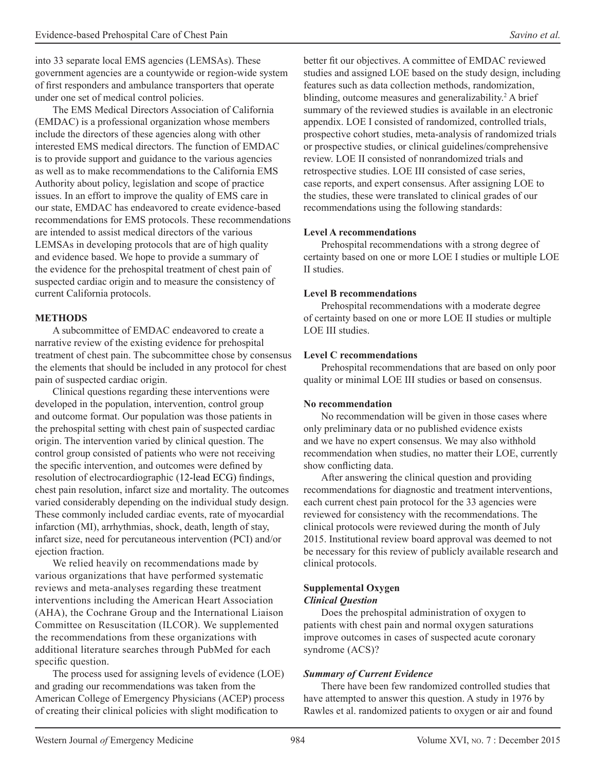into 33 separate local EMS agencies (LEMSAs). These government agencies are a countywide or region-wide system of first responders and ambulance transporters that operate under one set of medical control policies.

The EMS Medical Directors Association of California (EMDAC) is a professional organization whose members include the directors of these agencies along with other interested EMS medical directors. The function of EMDAC is to provide support and guidance to the various agencies as well as to make recommendations to the California EMS Authority about policy, legislation and scope of practice issues. In an effort to improve the quality of EMS care in our state, EMDAC has endeavored to create evidence-based recommendations for EMS protocols. These recommendations are intended to assist medical directors of the various LEMSAs in developing protocols that are of high quality and evidence based. We hope to provide a summary of the evidence for the prehospital treatment of chest pain of suspected cardiac origin and to measure the consistency of current California protocols.

## METHODS

A subcommittee of EMDAC endeavored to create a narrative review of the existing evidence for prehospital treatment of chest pain. The subcommittee chose by consensus the elements that should be included in any protocol for chest pain of suspected cardiac origin.

Clinical questions regarding these interventions were developed in the population, intervention, control group and outcome format. Our population was those patients in the prehospital setting with chest pain of suspected cardiac origin. The intervention varied by clinical question. The control group consisted of patients who were not receiving the specific intervention, and outcomes were defined by resolution of electrocardiographic (12-lead ECG) findings, chest pain resolution, infarct size and mortality. The outcomes varied considerably depending on the individual study design. These commonly included cardiac events, rate of myocardial infarction (MI), arrhythmias, shock, death, length of stay, infarct size, need for percutaneous intervention (PCI) and/or ejection fraction.

We relied heavily on recommendations made by various organizations that have performed systematic reviews and meta-analyses regarding these treatment interventions including the American Heart Association (AHA), the Cochrane Group and the International Liaison Committee on Resuscitation (ILCOR). We supplemented the recommendations from these organizations with additional literature searches through PubMed for each specific question.

The process used for assigning levels of evidence (LOE) and grading our recommendations was taken from the American College of Emergency Physicians (ACEP) process of creating their clinical policies with slight modification to better fit our objectives. A committee of EMDAC reviewed studies and assigned LOE based on the study design, including features such as data collection methods, randomization, blinding, outcome measures and generalizability.[2] A brief summary of the reviewed studies is available in an electronic appendix. LOE I consisted of randomized, controlled trials, prospective cohort studies, meta-analysis of randomized trials or prospective studies, or clinical guidelines/comprehensive review. LOE II consisted of nonrandomized trials and retrospective studies. LOE III consisted of case series, case reports, and expert consensus. After assigning LOE to the studies, these were translated to clinical grades of our recommendations using the following standards:

**Level A recommendations**

Prehospital recommendations with a strong degree of certainty based on one or more LOE I studies or multiple LOE II studies.

**Level B recommendations**

Prehospital recommendations with a moderate degree of certainty based on one or more LOE II studies or multiple LOE III studies.

**Level C recommendations**

Prehospital recommendations that are based on only poor quality or minimal LOE III studies or based on consensus.

**No recommendation**

No recommendation will be given in those cases where only preliminary data or no published evidence exists and we have no expert consensus. We may also withhold recommendation when studies, no matter their LOE, currently show conflicting data.

After answering the clinical question and providing recommendations for diagnostic and treatment interventions, each current chest pain protocol for the 33 agencies were reviewed for consistency with the recommendations. The clinical protocols were reviewed during the month of July 2015. Institutional review board approval was deemed to not be necessary for this review of publicly available research and clinical protocols.

### Supplemental Oxygen

#### *Clinical Question*

Does the prehospital administration of oxygen to patients with chest pain and normal oxygen saturations improve outcomes in cases of suspected acute coronary syndrome (ACS)?

#### *Summary of Current Evidence*

There have been few randomized controlled studies that have attempted to answer this question. A study in 1976 by Rawles et al. randomized patients to oxygen or air and found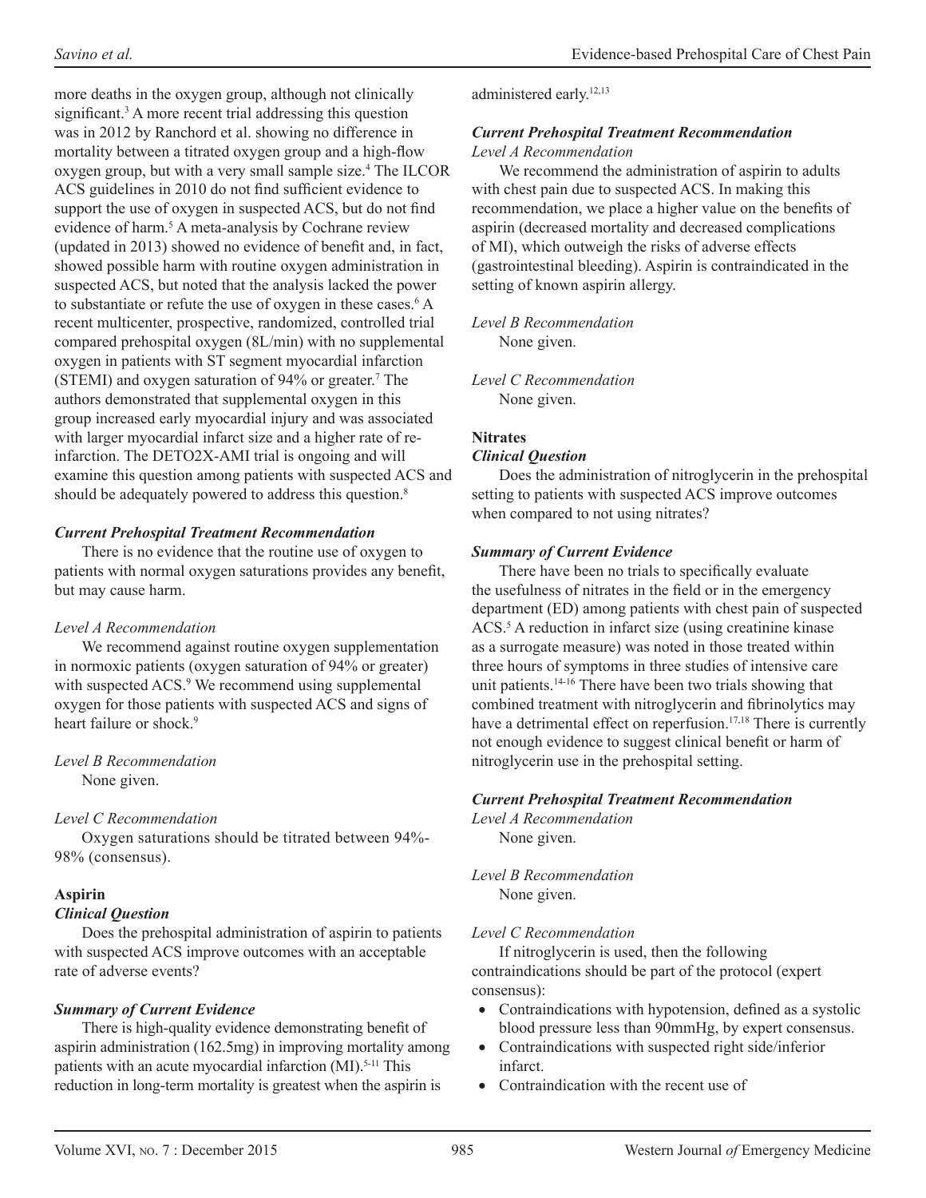more deaths in the oxygen group, although not clinically significant.[3] A more recent trial addressing this question was in 2012 by Ranchord et al. showing no difference in mortality between a titrated oxygen group and a high-flow oxygen group, but with a very small sample size.[4] The ILCOR ACS guidelines in 2010 do not find sufficient evidence to support the use of oxygen in suspected ACS, but do not find evidence of harm.[5] A meta-analysis by Cochrane review (updated in 2013) showed no evidence of benefit and, in fact, showed possible harm with routine oxygen administration in suspected ACS, but noted that the analysis lacked the power to substantiate or refute the use of oxygen in these cases.[6] A recent multicenter, prospective, randomized, controlled trial compared prehospital oxygen (8L/min) with no supplemental oxygen in patients with ST segment myocardial infarction (STEMI) and oxygen saturation of 94% or greater.[7] The authors demonstrated that supplemental oxygen in this group increased early myocardial injury and was associated with larger myocardial infarct size and a higher rate of re-infarction. The DETO2X-AMI trial is ongoing and will examine this question among patients with suspected ACS and should be adequately powered to address this question.[8]

***Current Prehospital Treatment Recommendation***

There is no evidence that the routine use of oxygen to patients with normal oxygen saturations provides any benefit, but may cause harm.

*Level A Recommendation*

We recommend against routine oxygen supplementation in normoxic patients (oxygen saturation of 94% or greater) with suspected ACS.[9] We recommend using supplemental oxygen for those patients with suspected ACS and signs of heart failure or shock.[9]

*Level B Recommendation*

None given.

*Level C Recommendation*

Oxygen saturations should be titrated between 94%-98% (consensus).

**Aspirin**

***Clinical Question***

Does the prehospital administration of aspirin to patients with suspected ACS improve outcomes with an acceptable rate of adverse events?

***Summary of Current Evidence***

There is high-quality evidence demonstrating benefit of aspirin administration (162.5mg) in improving mortality among patients with an acute myocardial infarction (MI).[5-11] This reduction in long-term mortality is greatest when the aspirin is administered early.[12,13]

***Current Prehospital Treatment Recommendation***

*Level A Recommendation*

We recommend the administration of aspirin to adults with chest pain due to suspected ACS. In making this recommendation, we place a higher value on the benefits of aspirin (decreased mortality and decreased complications of MI), which outweigh the risks of adverse effects (gastrointestinal bleeding). Aspirin is contraindicated in the setting of known aspirin allergy.

*Level B Recommendation*

None given.

*Level C Recommendation*

None given.

**Nitrates**

***Clinical Question***

Does the administration of nitroglycerin in the prehospital setting to patients with suspected ACS improve outcomes when compared to not using nitrates?

***Summary of Current Evidence***

There have been no trials to specifically evaluate the usefulness of nitrates in the field or in the emergency department (ED) among patients with chest pain of suspected ACS.[5] A reduction in infarct size (using creatinine kinase as a surrogate measure) was noted in those treated within three hours of symptoms in three studies of intensive care unit patients.[14-16] There have been two trials showing that combined treatment with nitroglycerin and fibrinolytics may have a detrimental effect on reperfusion.[17,18] There is currently not enough evidence to suggest clinical benefit or harm of nitroglycerin use in the prehospital setting.

***Current Prehospital Treatment Recommendation***

*Level A Recommendation*

None given.

*Level B Recommendation*

None given.

*Level C Recommendation*

If nitroglycerin is used, then the following contraindications should be part of the protocol (expert consensus):

- Contraindications with hypotension, defined as a systolic blood pressure less than 90mmHg, by expert consensus.
- Contraindications with suspected right side/inferior infarct.
- Contraindication with the recent use of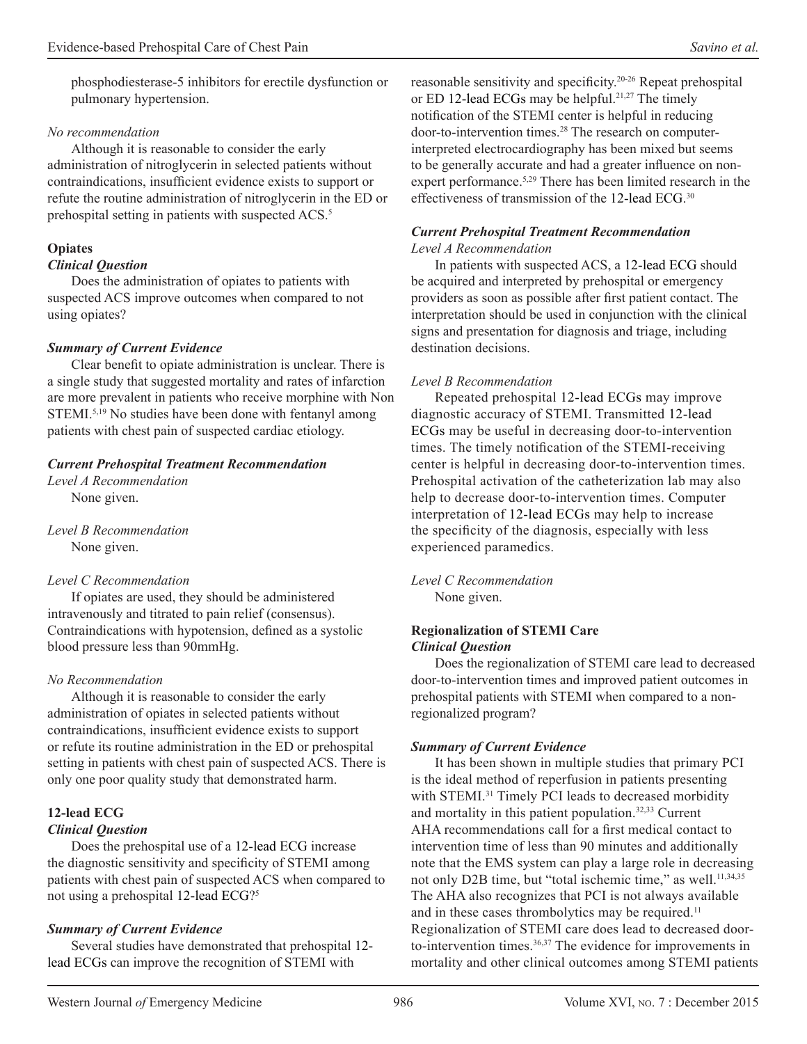phosphodiesterase-5 inhibitors for erectile dysfunction or pulmonary hypertension.

*No recommendation*

Although it is reasonable to consider the early administration of nitroglycerin in selected patients without contraindications, insufficient evidence exists to support or refute the routine administration of nitroglycerin in the ED or prehospital setting in patients with suspected ACS.[5]

### Opiates

***Clinical Question***

Does the administration of opiates to patients with suspected ACS improve outcomes when compared to not using opiates?

***Summary of Current Evidence***

Clear benefit to opiate administration is unclear. There is a single study that suggested mortality and rates of infarction are more prevalent in patients who receive morphine with Non STEMI.[5,19] No studies have been done with fentanyl among patients with chest pain of suspected cardiac etiology.

***Current Prehospital Treatment Recommendation***

*Level A Recommendation*

None given.

*Level B Recommendation*

None given.

*Level C Recommendation*

If opiates are used, they should be administered intravenously and titrated to pain relief (consensus). Contraindications with hypotension, defined as a systolic blood pressure less than 90mmHg.

*No Recommendation*

Although it is reasonable to consider the early administration of opiates in selected patients without contraindications, insufficient evidence exists to support or refute its routine administration in the ED or prehospital setting in patients with chest pain of suspected ACS. There is only one poor quality study that demonstrated harm.

### 12-lead ECG

***Clinical Question***

Does the prehospital use of a 12-lead ECG increase the diagnostic sensitivity and specificity of STEMI among patients with chest pain of suspected ACS when compared to not using a prehospital 12-lead ECG?[5]

***Summary of Current Evidence***

Several studies have demonstrated that prehospital 12-lead ECGs can improve the recognition of STEMI with reasonable sensitivity and specificity.[20-26] Repeat prehospital or ED 12-lead ECGs may be helpful.[21,27] The timely notification of the STEMI center is helpful in reducing door-to-intervention times.[28] The research on computer-interpreted electrocardiography has been mixed but seems to be generally accurate and had a greater influence on non-expert performance.[5,29] There has been limited research in the effectiveness of transmission of the 12-lead ECG.[30]

***Current Prehospital Treatment Recommendation***

*Level A Recommendation*

In patients with suspected ACS, a 12-lead ECG should be acquired and interpreted by prehospital or emergency providers as soon as possible after first patient contact. The interpretation should be used in conjunction with the clinical signs and presentation for diagnosis and triage, including destination decisions.

*Level B Recommendation*

Repeated prehospital 12-lead ECGs may improve diagnostic accuracy of STEMI. Transmitted 12-lead ECGs may be useful in decreasing door-to-intervention times. The timely notification of the STEMI-receiving center is helpful in decreasing door-to-intervention times. Prehospital activation of the catheterization lab may also help to decrease door-to-intervention times. Computer interpretation of 12-lead ECGs may help to increase the specificity of the diagnosis, especially with less experienced paramedics.

*Level C Recommendation*

None given.

### Regionalization of STEMI Care

***Clinical Question***

Does the regionalization of STEMI care lead to decreased door-to-intervention times and improved patient outcomes in prehospital patients with STEMI when compared to a non-regionalized program?

***Summary of Current Evidence***

It has been shown in multiple studies that primary PCI is the ideal method of reperfusion in patients presenting with STEMI.[31] Timely PCI leads to decreased morbidity and mortality in this patient population.[32,33] Current AHA recommendations call for a first medical contact to intervention time of less than 90 minutes and additionally note that the EMS system can play a large role in decreasing not only D2B time, but "total ischemic time," as well.[11,34,35] The AHA also recognizes that PCI is not always available and in these cases thrombolytics may be required.[11] Regionalization of STEMI care does lead to decreased door-to-intervention times.[36,37] The evidence for improvements in mortality and other clinical outcomes among STEMI patients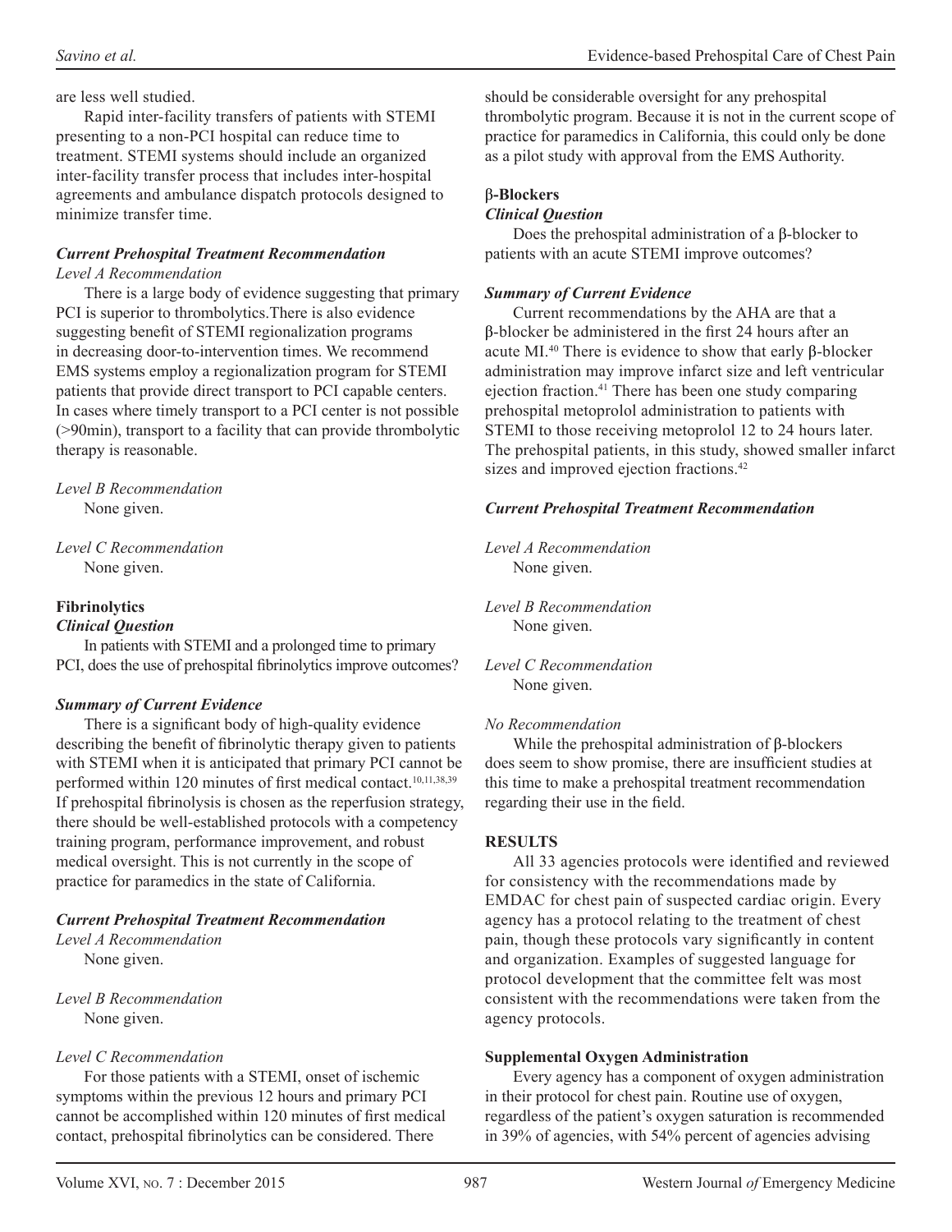are less well studied.

Rapid inter-facility transfers of patients with STEMI presenting to a non-PCI hospital can reduce time to treatment. STEMI systems should include an organized inter-facility transfer process that includes inter-hospital agreements and ambulance dispatch protocols designed to minimize transfer time.

### *Current Prehospital Treatment Recommendation*

*Level A Recommendation*

There is a large body of evidence suggesting that primary PCI is superior to thrombolytics.There is also evidence suggesting benefit of STEMI regionalization programs in decreasing door-to-intervention times. We recommend EMS systems employ a regionalization program for STEMI patients that provide direct transport to PCI capable centers. In cases where timely transport to a PCI center is not possible (>90min), transport to a facility that can provide thrombolytic therapy is reasonable.

*Level B Recommendation*

None given.

*Level C Recommendation*

None given.

## Fibrinolytics

### *Clinical Question*

In patients with STEMI and a prolonged time to primary PCI, does the use of prehospital fibrinolytics improve outcomes?

### *Summary of Current Evidence*

There is a significant body of high-quality evidence describing the benefit of fibrinolytic therapy given to patients with STEMI when it is anticipated that primary PCI cannot be performed within 120 minutes of first medical contact.[10,11,38,39] If prehospital fibrinolysis is chosen as the reperfusion strategy, there should be well-established protocols with a competency training program, performance improvement, and robust medical oversight. This is not currently in the scope of practice for paramedics in the state of California.

### *Current Prehospital Treatment Recommendation*

*Level A Recommendation*

None given.

*Level B Recommendation*

None given.

*Level C Recommendation*

For those patients with a STEMI, onset of ischemic symptoms within the previous 12 hours and primary PCI cannot be accomplished within 120 minutes of first medical contact, prehospital fibrinolytics can be considered. There should be considerable oversight for any prehospital thrombolytic program. Because it is not in the current scope of practice for paramedics in California, this could only be done as a pilot study with approval from the EMS Authority.

## β-Blockers

### *Clinical Question*

Does the prehospital administration of a β-blocker to patients with an acute STEMI improve outcomes?

### *Summary of Current Evidence*

Current recommendations by the AHA are that a β-blocker be administered in the first 24 hours after an acute MI.[40] There is evidence to show that early β-blocker administration may improve infarct size and left ventricular ejection fraction.[41] There has been one study comparing prehospital metoprolol administration to patients with STEMI to those receiving metoprolol 12 to 24 hours later. The prehospital patients, in this study, showed smaller infarct sizes and improved ejection fractions.[42]

### *Current Prehospital Treatment Recommendation*

*Level A Recommendation*

None given.

*Level B Recommendation*

None given.

*Level C Recommendation*

None given.

*No Recommendation*

While the prehospital administration of β-blockers does seem to show promise, there are insufficient studies at this time to make a prehospital treatment recommendation regarding their use in the field.

## RESULTS

All 33 agencies protocols were identified and reviewed for consistency with the recommendations made by EMDAC for chest pain of suspected cardiac origin. Every agency has a protocol relating to the treatment of chest pain, though these protocols vary significantly in content and organization. Examples of suggested language for protocol development that the committee felt was most consistent with the recommendations were taken from the agency protocols.

## Supplemental Oxygen Administration

Every agency has a component of oxygen administration in their protocol for chest pain. Routine use of oxygen, regardless of the patient's oxygen saturation is recommended in 39% of agencies, with 54% percent of agencies advising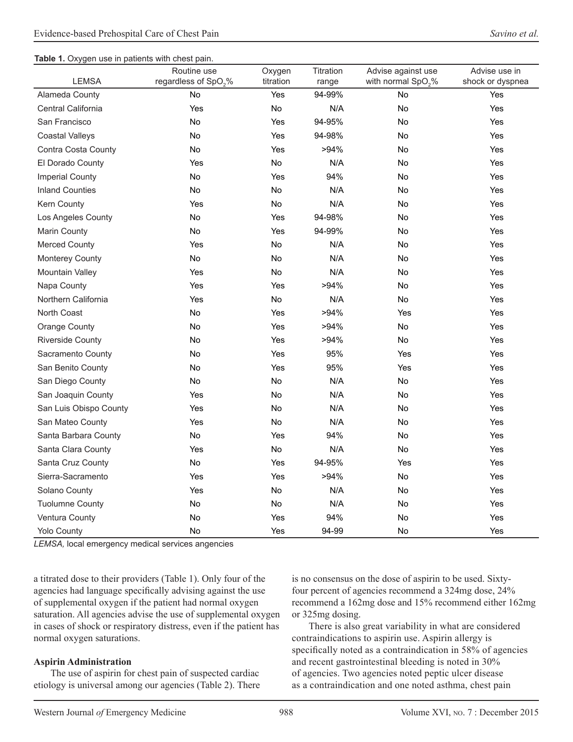**Table 1.** Oxygen use in patients with chest pain.

| LEMSA | Routine use regardless of $SpO_2$% | Oxygen titration | Titration range | Advise against use with normal $SpO_2$% | Advise use in shock or dyspnea |
|---|---|---|---|---|---|
| Alameda County | No | Yes | 94-99% | No | Yes |
| Central California | Yes | No | N/A | No | Yes |
| San Francisco | No | Yes | 94-95% | No | Yes |
| Coastal Valleys | No | Yes | 94-98% | No | Yes |
| Contra Costa County | No | Yes | >94% | No | Yes |
| El Dorado County | Yes | No | N/A | No | Yes |
| Imperial County | No | Yes | 94% | No | Yes |
| Inland Counties | No | No | N/A | No | Yes |
| Kern County | Yes | No | N/A | No | Yes |
| Los Angeles County | No | Yes | 94-98% | No | Yes |
| Marin County | No | Yes | 94-99% | No | Yes |
| Merced County | Yes | No | N/A | No | Yes |
| Monterey County | No | No | N/A | No | Yes |
| Mountain Valley | Yes | No | N/A | No | Yes |
| Napa County | Yes | Yes | >94% | No | Yes |
| Northern California | Yes | No | N/A | No | Yes |
| North Coast | No | Yes | >94% | Yes | Yes |
| Orange County | No | Yes | >94% | No | Yes |
| Riverside County | No | Yes | >94% | No | Yes |
| Sacramento County | No | Yes | 95% | Yes | Yes |
| San Benito County | No | Yes | 95% | Yes | Yes |
| San Diego County | No | No | N/A | No | Yes |
| San Joaquin County | Yes | No | N/A | No | Yes |
| San Luis Obispo County | Yes | No | N/A | No | Yes |
| San Mateo County | Yes | No | N/A | No | Yes |
| Santa Barbara County | No | Yes | 94% | No | Yes |
| Santa Clara County | Yes | No | N/A | No | Yes |
| Santa Cruz County | No | Yes | 94-95% | Yes | Yes |
| Sierra-Sacramento | Yes | Yes | >94% | No | Yes |
| Solano County | Yes | No | N/A | No | Yes |
| Tuolumne County | No | No | N/A | No | Yes |
| Ventura County | No | Yes | 94% | No | Yes |
| Yolo County | No | Yes | 94-99 | No | Yes |

*LEMSA,* local emergency medical services angencies

a titrated dose to their providers (Table 1). Only four of the agencies had language specifically advising against the use of supplemental oxygen if the patient had normal oxygen saturation. All agencies advise the use of supplemental oxygen in cases of shock or respiratory distress, even if the patient has normal oxygen saturations.

**Aspirin Administration**

The use of aspirin for chest pain of suspected cardiac etiology is universal among our agencies (Table 2). There is no consensus on the dose of aspirin to be used. Sixty-four percent of agencies recommend a 324mg dose, 24% recommend a 162mg dose and 15% recommend either 162mg or 325mg dosing.

There is also great variability in what are considered contraindications to aspirin use. Aspirin allergy is specifically noted as a contraindication in 58% of agencies and recent gastrointestinal bleeding is noted in 30% of agencies. Two agencies noted peptic ulcer disease as a contraindication and one noted asthma, chest pain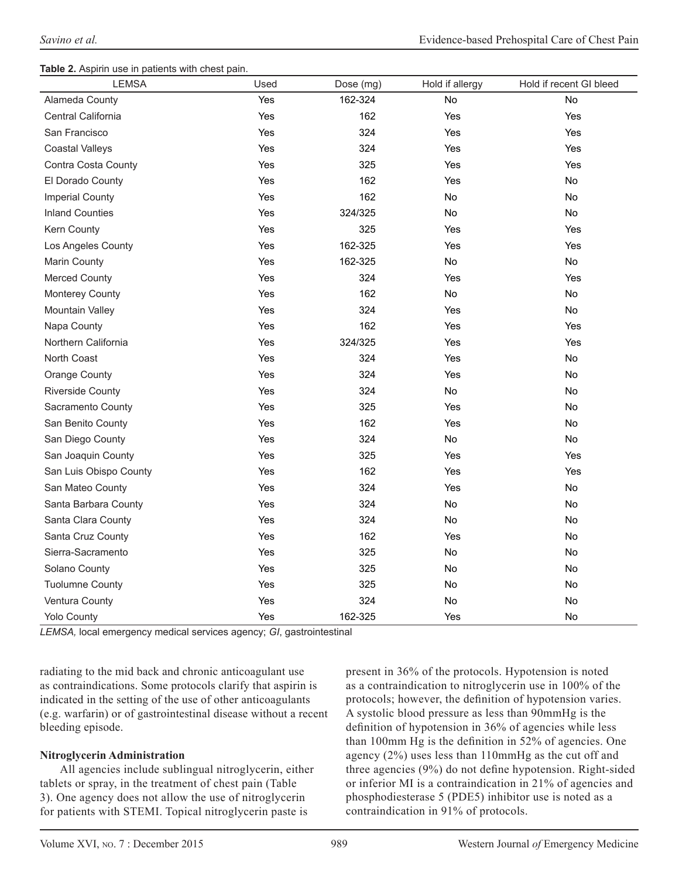**Table 2.** Aspirin use in patients with chest pain.

| LEMSA | Used | Dose (mg) | Hold if allergy | Hold if recent GI bleed |
|---|---|---|---|---|
| Alameda County | Yes | 162-324 | No | No |
| Central California | Yes | 162 | Yes | Yes |
| San Francisco | Yes | 324 | Yes | Yes |
| Coastal Valleys | Yes | 324 | Yes | Yes |
| Contra Costa County | Yes | 325 | Yes | Yes |
| El Dorado County | Yes | 162 | Yes | No |
| Imperial County | Yes | 162 | No | No |
| Inland Counties | Yes | 324/325 | No | No |
| Kern County | Yes | 325 | Yes | Yes |
| Los Angeles County | Yes | 162-325 | Yes | Yes |
| Marin County | Yes | 162-325 | No | No |
| Merced County | Yes | 324 | Yes | Yes |
| Monterey County | Yes | 162 | No | No |
| Mountain Valley | Yes | 324 | Yes | No |
| Napa County | Yes | 162 | Yes | Yes |
| Northern California | Yes | 324/325 | Yes | Yes |
| North Coast | Yes | 324 | Yes | No |
| Orange County | Yes | 324 | Yes | No |
| Riverside County | Yes | 324 | No | No |
| Sacramento County | Yes | 325 | Yes | No |
| San Benito County | Yes | 162 | Yes | No |
| San Diego County | Yes | 324 | No | No |
| San Joaquin County | Yes | 325 | Yes | Yes |
| San Luis Obispo County | Yes | 162 | Yes | Yes |
| San Mateo County | Yes | 324 | Yes | No |
| Santa Barbara County | Yes | 324 | No | No |
| Santa Clara County | Yes | 324 | No | No |
| Santa Cruz County | Yes | 162 | Yes | No |
| Sierra-Sacramento | Yes | 325 | No | No |
| Solano County | Yes | 325 | No | No |
| Tuolumne County | Yes | 325 | No | No |
| Ventura County | Yes | 324 | No | No |
| Yolo County | Yes | 162-325 | Yes | No |

*LEMSA,* local emergency medical services agency; *GI*, gastrointestinal

radiating to the mid back and chronic anticoagulant use as contraindications. Some protocols clarify that aspirin is indicated in the setting of the use of other anticoagulants (e.g. warfarin) or of gastrointestinal disease without a recent bleeding episode.

**Nitroglycerin Administration**

All agencies include sublingual nitroglycerin, either tablets or spray, in the treatment of chest pain (Table 3). One agency does not allow the use of nitroglycerin for patients with STEMI. Topical nitroglycerin paste is present in 36% of the protocols. Hypotension is noted as a contraindication to nitroglycerin use in 100% of the protocols; however, the definition of hypotension varies. A systolic blood pressure as less than 90mmHg is the definition of hypotension in 36% of agencies while less than 100mm Hg is the definition in 52% of agencies. One agency (2%) uses less than 110mmHg as the cut off and three agencies (9%) do not define hypotension. Right-sided or inferior MI is a contraindication in 21% of agencies and phosphodiesterase 5 (PDE5) inhibitor use is noted as a contraindication in 91% of protocols.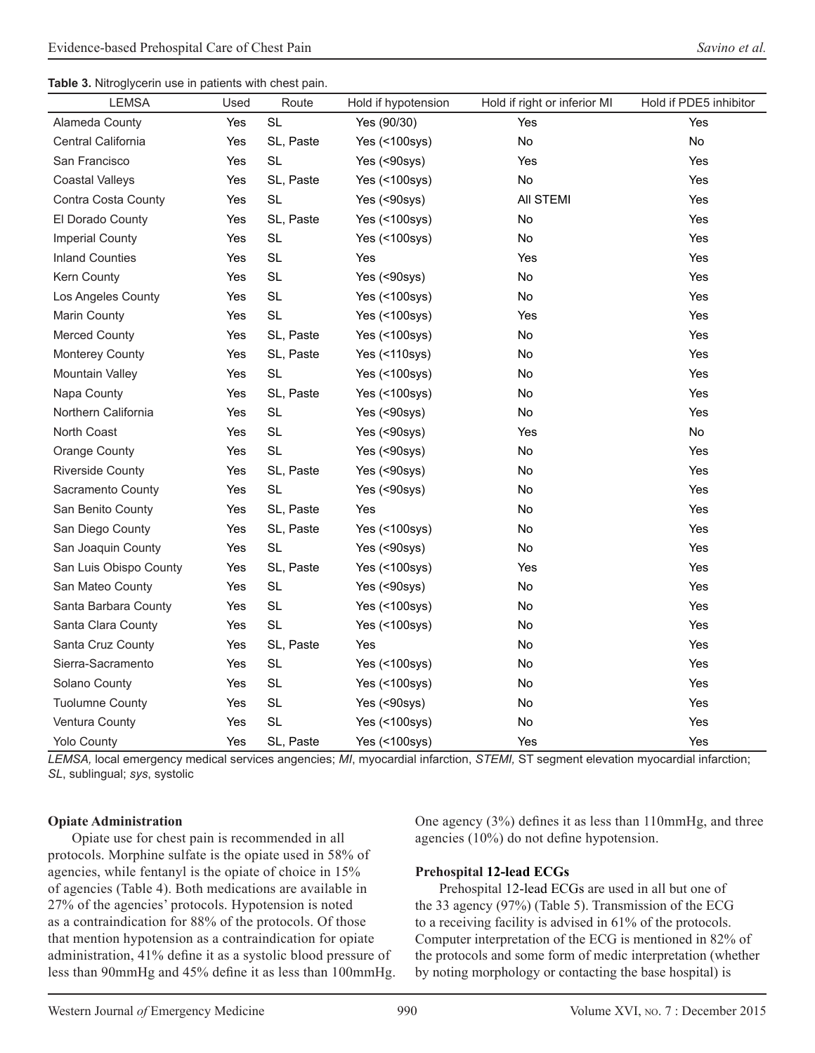**Table 3.** Nitroglycerin use in patients with chest pain.

| LEMSA | Used | Route | Hold if hypotension | Hold if right or inferior MI | Hold if PDE5 inhibitor |
|---|---|---|---|---|---|
| Alameda County | Yes | SL | Yes (90/30) | Yes | Yes |
| Central California | Yes | SL, Paste | Yes (<100sys) | No | No |
| San Francisco | Yes | SL | Yes (<90sys) | Yes | Yes |
| Coastal Valleys | Yes | SL, Paste | Yes (<100sys) | No | Yes |
| Contra Costa County | Yes | SL | Yes (<90sys) | All STEMI | Yes |
| El Dorado County | Yes | SL, Paste | Yes (<100sys) | No | Yes |
| Imperial County | Yes | SL | Yes (<100sys) | No | Yes |
| Inland Counties | Yes | SL | Yes | Yes | Yes |
| Kern County | Yes | SL | Yes (<90sys) | No | Yes |
| Los Angeles County | Yes | SL | Yes (<100sys) | No | Yes |
| Marin County | Yes | SL | Yes (<100sys) | Yes | Yes |
| Merced County | Yes | SL, Paste | Yes (<100sys) | No | Yes |
| Monterey County | Yes | SL, Paste | Yes (<110sys) | No | Yes |
| Mountain Valley | Yes | SL | Yes (<100sys) | No | Yes |
| Napa County | Yes | SL, Paste | Yes (<100sys) | No | Yes |
| Northern California | Yes | SL | Yes (<90sys) | No | Yes |
| North Coast | Yes | SL | Yes (<90sys) | Yes | No |
| Orange County | Yes | SL | Yes (<90sys) | No | Yes |
| Riverside County | Yes | SL, Paste | Yes (<90sys) | No | Yes |
| Sacramento County | Yes | SL | Yes (<90sys) | No | Yes |
| San Benito County | Yes | SL, Paste | Yes | No | Yes |
| San Diego County | Yes | SL, Paste | Yes (<100sys) | No | Yes |
| San Joaquin County | Yes | SL | Yes (<90sys) | No | Yes |
| San Luis Obispo County | Yes | SL, Paste | Yes (<100sys) | Yes | Yes |
| San Mateo County | Yes | SL | Yes (<90sys) | No | Yes |
| Santa Barbara County | Yes | SL | Yes (<100sys) | No | Yes |
| Santa Clara County | Yes | SL | Yes (<100sys) | No | Yes |
| Santa Cruz County | Yes | SL, Paste | Yes | No | Yes |
| Sierra-Sacramento | Yes | SL | Yes (<100sys) | No | Yes |
| Solano County | Yes | SL | Yes (<100sys) | No | Yes |
| Tuolumne County | Yes | SL | Yes (<90sys) | No | Yes |
| Ventura County | Yes | SL | Yes (<100sys) | No | Yes |
| Yolo County | Yes | SL, Paste | Yes (<100sys) | Yes | Yes |

*LEMSA,* local emergency medical services angencies; *MI*, myocardial infarction, *STEMI,* ST segment elevation myocardial infarction; *SL*, sublingual; *sys*, systolic

**Opiate Administration**

Opiate use for chest pain is recommended in all protocols. Morphine sulfate is the opiate used in 58% of agencies, while fentanyl is the opiate of choice in 15% of agencies (Table 4). Both medications are available in 27% of the agencies' protocols. Hypotension is noted as a contraindication for 88% of the protocols. Of those that mention hypotension as a contraindication for opiate administration, 41% define it as a systolic blood pressure of less than 90mmHg and 45% define it as less than 100mmHg. One agency (3%) defines it as less than 110mmHg, and three agencies (10%) do not define hypotension.

**Prehospital 12-lead ECGs**

Prehospital 12-lead ECGs are used in all but one of the 33 agency (97%) (Table 5). Transmission of the ECG to a receiving facility is advised in 61% of the protocols. Computer interpretation of the ECG is mentioned in 82% of the protocols and some form of medic interpretation (whether by noting morphology or contacting the base hospital) is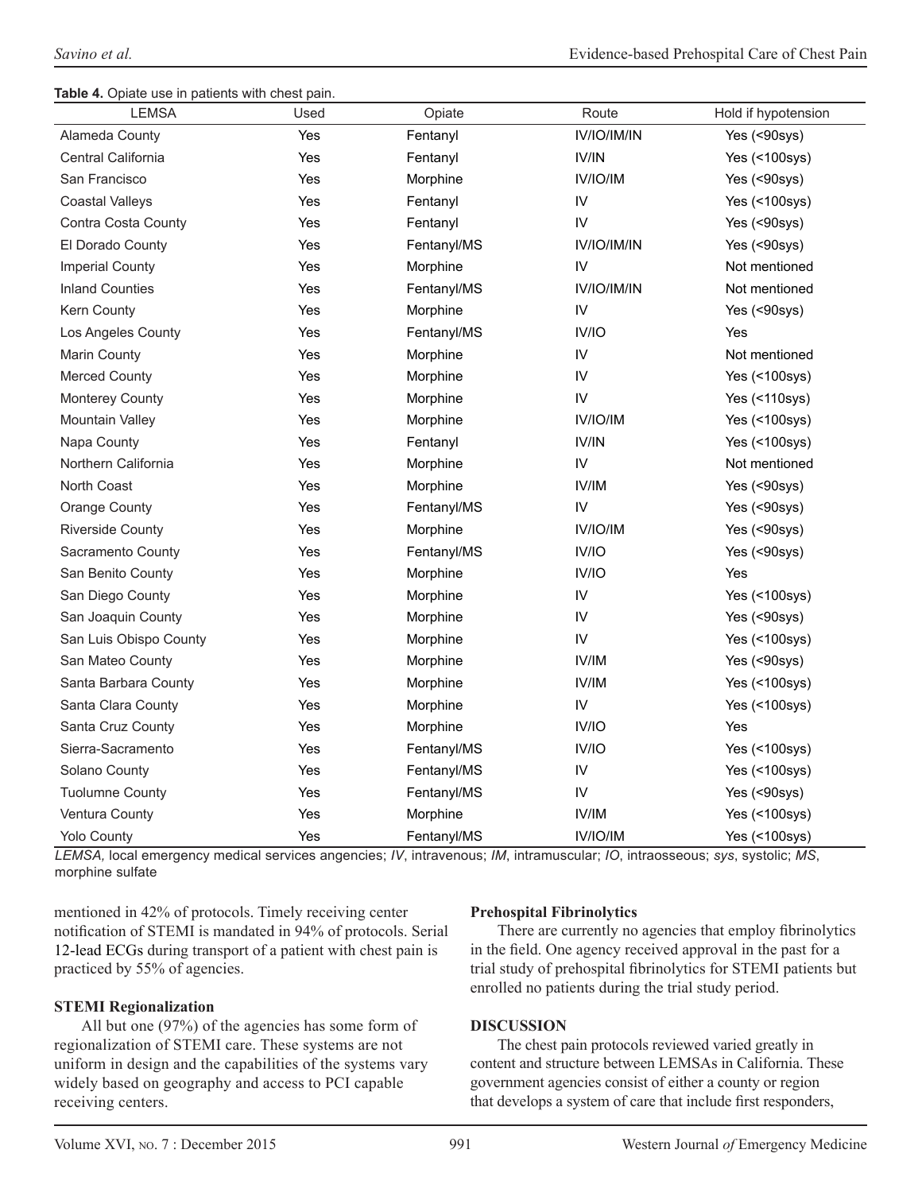**Table 4.** Opiate use in patients with chest pain.

| LEMSA | Used | Opiate | Route | Hold if hypotension |
|---|---|---|---|---|
| Alameda County | Yes | Fentanyl | IV/IO/IM/IN | Yes (<90sys) |
| Central California | Yes | Fentanyl | IV/IN | Yes (<100sys) |
| San Francisco | Yes | Morphine | IV/IO/IM | Yes (<90sys) |
| Coastal Valleys | Yes | Fentanyl | IV | Yes (<100sys) |
| Contra Costa County | Yes | Fentanyl | IV | Yes (<90sys) |
| El Dorado County | Yes | Fentanyl/MS | IV/IO/IM/IN | Yes (<90sys) |
| Imperial County | Yes | Morphine | IV | Not mentioned |
| Inland Counties | Yes | Fentanyl/MS | IV/IO/IM/IN | Not mentioned |
| Kern County | Yes | Morphine | IV | Yes (<90sys) |
| Los Angeles County | Yes | Fentanyl/MS | IV/IO | Yes |
| Marin County | Yes | Morphine | IV | Not mentioned |
| Merced County | Yes | Morphine | IV | Yes (<100sys) |
| Monterey County | Yes | Morphine | IV | Yes (<110sys) |
| Mountain Valley | Yes | Morphine | IV/IO/IM | Yes (<100sys) |
| Napa County | Yes | Fentanyl | IV/IN | Yes (<100sys) |
| Northern California | Yes | Morphine | IV | Not mentioned |
| North Coast | Yes | Morphine | IV/IM | Yes (<90sys) |
| Orange County | Yes | Fentanyl/MS | IV | Yes (<90sys) |
| Riverside County | Yes | Morphine | IV/IO/IM | Yes (<90sys) |
| Sacramento County | Yes | Fentanyl/MS | IV/IO | Yes (<90sys) |
| San Benito County | Yes | Morphine | IV/IO | Yes |
| San Diego County | Yes | Morphine | IV | Yes (<100sys) |
| San Joaquin County | Yes | Morphine | IV | Yes (<90sys) |
| San Luis Obispo County | Yes | Morphine | IV | Yes (<100sys) |
| San Mateo County | Yes | Morphine | IV/IM | Yes (<90sys) |
| Santa Barbara County | Yes | Morphine | IV/IM | Yes (<100sys) |
| Santa Clara County | Yes | Morphine | IV | Yes (<100sys) |
| Santa Cruz County | Yes | Morphine | IV/IO | Yes |
| Sierra-Sacramento | Yes | Fentanyl/MS | IV/IO | Yes (<100sys) |
| Solano County | Yes | Fentanyl/MS | IV | Yes (<100sys) |
| Tuolumne County | Yes | Fentanyl/MS | IV | Yes (<90sys) |
| Ventura County | Yes | Morphine | IV/IM | Yes (<100sys) |
| Yolo County | Yes | Fentanyl/MS | IV/IO/IM | Yes (<100sys) |

*LEMSA,* local emergency medical services angencies; *IV*, intravenous; *IM*, intramuscular; *IO*, intraosseous; *sys*, systolic; *MS*, morphine sulfate

mentioned in 42% of protocols. Timely receiving center notification of STEMI is mandated in 94% of protocols. Serial 12-lead ECGs during transport of a patient with chest pain is practiced by 55% of agencies.

**STEMI Regionalization**

All but one (97%) of the agencies has some form of regionalization of STEMI care. These systems are not uniform in design and the capabilities of the systems vary widely based on geography and access to PCI capable receiving centers.

**Prehospital Fibrinolytics**

There are currently no agencies that employ fibrinolytics in the field. One agency received approval in the past for a trial study of prehospital fibrinolytics for STEMI patients but enrolled no patients during the trial study period.

## DISCUSSION

The chest pain protocols reviewed varied greatly in content and structure between LEMSAs in California. These government agencies consist of either a county or region that develops a system of care that include first responders,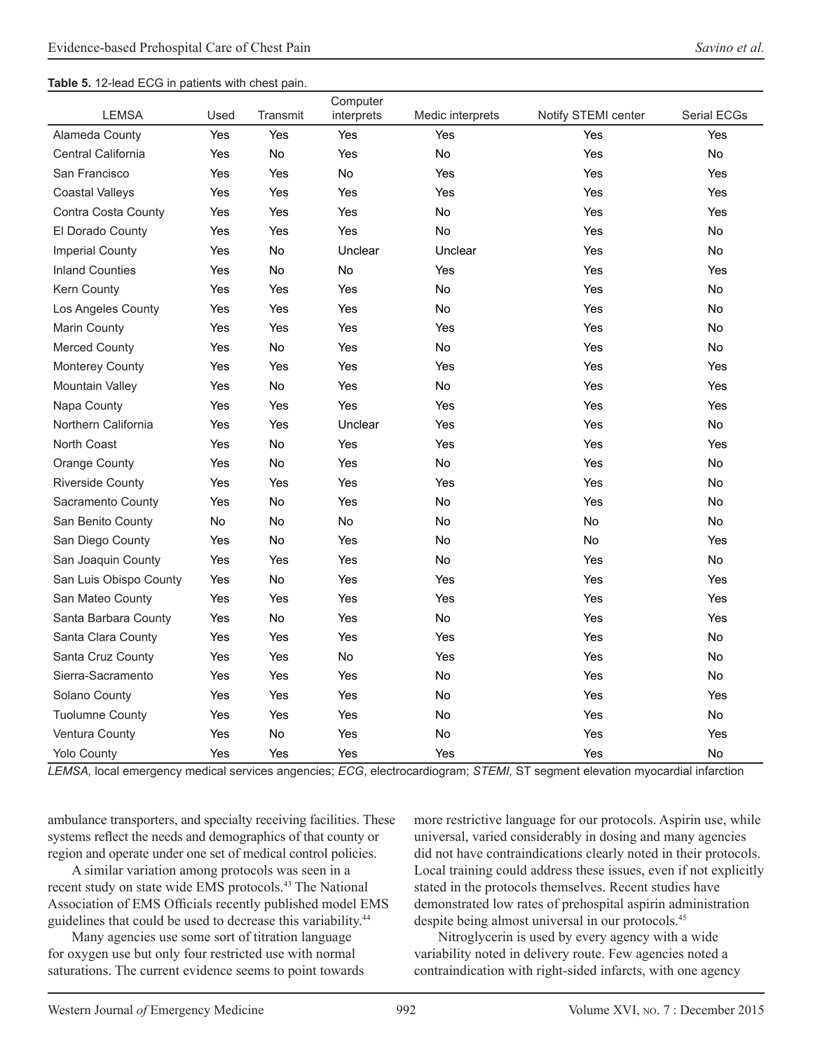**Table 5.** 12-lead ECG in patients with chest pain.

| LEMSA | Used | Transmit | Computer interprets | Medic interprets | Notify STEMI center | Serial ECGs |
|---|---|---|---|---|---|---|
| Alameda County | Yes | Yes | Yes | Yes | Yes | Yes |
| Central California | Yes | No | Yes | No | Yes | No |
| San Francisco | Yes | Yes | No | Yes | Yes | Yes |
| Coastal Valleys | Yes | Yes | Yes | Yes | Yes | Yes |
| Contra Costa County | Yes | Yes | Yes | No | Yes | Yes |
| El Dorado County | Yes | Yes | Yes | No | Yes | No |
| Imperial County | Yes | No | Unclear | Unclear | Yes | No |
| Inland Counties | Yes | No | No | Yes | Yes | Yes |
| Kern County | Yes | Yes | Yes | No | Yes | No |
| Los Angeles County | Yes | Yes | Yes | No | Yes | No |
| Marin County | Yes | Yes | Yes | Yes | Yes | No |
| Merced County | Yes | No | Yes | No | Yes | No |
| Monterey County | Yes | Yes | Yes | Yes | Yes | Yes |
| Mountain Valley | Yes | No | Yes | No | Yes | Yes |
| Napa County | Yes | Yes | Yes | Yes | Yes | Yes |
| Northern California | Yes | Yes | Unclear | Yes | Yes | No |
| North Coast | Yes | No | Yes | Yes | Yes | Yes |
| Orange County | Yes | No | Yes | No | Yes | No |
| Riverside County | Yes | Yes | Yes | Yes | Yes | No |
| Sacramento County | Yes | No | Yes | No | Yes | No |
| San Benito County | No | No | No | No | No | No |
| San Diego County | Yes | No | Yes | No | No | Yes |
| San Joaquin County | Yes | Yes | Yes | No | Yes | No |
| San Luis Obispo County | Yes | No | Yes | Yes | Yes | Yes |
| San Mateo County | Yes | Yes | Yes | Yes | Yes | Yes |
| Santa Barbara County | Yes | No | Yes | No | Yes | Yes |
| Santa Clara County | Yes | Yes | Yes | Yes | Yes | No |
| Santa Cruz County | Yes | Yes | No | Yes | Yes | No |
| Sierra-Sacramento | Yes | Yes | Yes | No | Yes | No |
| Solano County | Yes | Yes | Yes | No | Yes | Yes |
| Tuolumne County | Yes | Yes | Yes | No | Yes | No |
| Ventura County | Yes | No | Yes | No | Yes | Yes |
| Yolo County | Yes | Yes | Yes | Yes | Yes | No |

*LEMSA,* local emergency medical services angencies; *ECG*, electrocardiogram; *STEMI,* ST segment elevation myocardial infarction

ambulance transporters, and specialty receiving facilities. These systems reflect the needs and demographics of that county or region and operate under one set of medical control policies.

A similar variation among protocols was seen in a recent study on state wide EMS protocols.[43] The National Association of EMS Officials recently published model EMS guidelines that could be used to decrease this variability.[44]

Many agencies use some sort of titration language for oxygen use but only four restricted use with normal saturations. The current evidence seems to point towards more restrictive language for our protocols. Aspirin use, while universal, varied considerably in dosing and many agencies did not have contraindications clearly noted in their protocols. Local training could address these issues, even if not explicitly stated in the protocols themselves. Recent studies have demonstrated low rates of prehospital aspirin administration despite being almost universal in our protocols.[45]

Nitroglycerin is used by every agency with a wide variability noted in delivery route. Few agencies noted a contraindication with right-sided infarcts, with one agency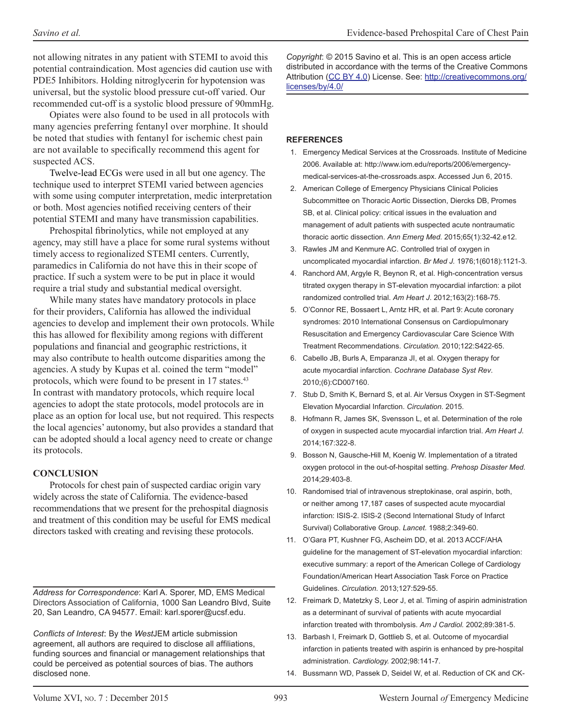not allowing nitrates in any patient with STEMI to avoid this potential contraindication. Most agencies did caution use with PDE5 Inhibitors. Holding nitroglycerin for hypotension was universal, but the systolic blood pressure cut-off varied. Our recommended cut-off is a systolic blood pressure of 90mmHg.

Opiates were also found to be used in all protocols with many agencies preferring fentanyl over morphine. It should be noted that studies with fentanyl for ischemic chest pain are not available to specifically recommend this agent for suspected ACS.

Twelve-lead ECGs were used in all but one agency. The technique used to interpret STEMI varied between agencies with some using computer interpretation, medic interpretation or both. Most agencies notified receiving centers of their potential STEMI and many have transmission capabilities.

Prehospital fibrinolytics, while not employed at any agency, may still have a place for some rural systems without timely access to regionalized STEMI centers. Currently, paramedics in California do not have this in their scope of practice. If such a system were to be put in place it would require a trial study and substantial medical oversight.

While many states have mandatory protocols in place for their providers, California has allowed the individual agencies to develop and implement their own protocols. While this has allowed for flexibility among regions with different populations and financial and geographic restrictions, it may also contribute to health outcome disparities among the agencies. A study by Kupas et al. coined the term "model" protocols, which were found to be present in 17 states.[43] In contrast with mandatory protocols, which require local agencies to adopt the state protocols, model protocols are in place as an option for local use, but not required. This respects the local agencies' autonomy, but also provides a standard that can be adopted should a local agency need to create or change its protocols.

## CONCLUSION

Protocols for chest pain of suspected cardiac origin vary widely across the state of California. The evidence-based recommendations that we present for the prehospital diagnosis and treatment of this condition may be useful for EMS medical directors tasked with creating and revising these protocols.

*Address for Correspondence*: Karl A. Sporer, MD, EMS Medical Directors Association of California, 1000 San Leandro Blvd, Suite 20, San Leandro, CA 94577. Email: karl.sporer@ucsf.edu.

*Conflicts of Interest*: By the *West*JEM article submission agreement, all authors are required to disclose all affiliations, funding sources and financial or management relationships that could be perceived as potential sources of bias. The authors disclosed none.

*Copyright*: © 2015 Savino et al. This is an open access article distributed in accordance with the terms of the Creative Commons Attribution (CC BY 4.0) License. See: http://creativecommons.org/licenses/by/4.0/

## REFERENCES

1. Emergency Medical Services at the Crossroads. Institute of Medicine 2006. Available at: http://www.iom.edu/reports/2006/emergency-medical-services-at-the-crossroads.aspx. Accessed Jun 6, 2015.
2. American College of Emergency Physicians Clinical Policies Subcommittee on Thoracic Aortic Dissection, Diercks DB, Promes SB, et al. Clinical policy: critical issues in the evaluation and management of adult patients with suspected acute nontraumatic thoracic aortic dissection. *Ann Emerg Med.* 2015;65(1):32-42.e12.
3. Rawles JM and Kenmure AC. Controlled trial of oxygen in uncomplicated myocardial infarction. *Br Med J.* 1976;1(6018):1121-3.
4. Ranchord AM, Argyle R, Beynon R, et al. High-concentration versus titrated oxygen therapy in ST-elevation myocardial infarction: a pilot randomized controlled trial. *Am Heart J.* 2012;163(2):168-75.
5. O'Connor RE, Bossaert L, Arntz HR, et al. Part 9: Acute coronary syndromes: 2010 International Consensus on Cardiopulmonary Resuscitation and Emergency Cardiovascular Care Science With Treatment Recommendations. *Circulation.* 2010;122:S422-65.
6. Cabello JB, Burls A, Emparanza JI, et al. Oxygen therapy for acute myocardial infarction. *Cochrane Database Syst Rev*. 2010;(6):CD007160.
7. Stub D, Smith K, Bernard S, et al. Air Versus Oxygen in ST-Segment Elevation Myocardial Infarction. *Circulation.* 2015.
8. Hofmann R, James SK, Svensson L, et al. Determination of the role of oxygen in suspected acute myocardial infarction trial. *Am Heart J.* 2014;167:322-8.
9. Bosson N, Gausche-Hill M, Koenig W. Implementation of a titrated oxygen protocol in the out-of-hospital setting. *Prehosp Disaster Med.* 2014;29:403-8.
10. Randomised trial of intravenous streptokinase, oral aspirin, both, or neither among 17,187 cases of suspected acute myocardial infarction: ISIS-2. ISIS-2 (Second International Study of Infarct Survival) Collaborative Group. *Lancet.* 1988;2:349-60.
11. O'Gara PT, Kushner FG, Ascheim DD, et al. 2013 ACCF/AHA guideline for the management of ST-elevation myocardial infarction: executive summary: a report of the American College of Cardiology Foundation/American Heart Association Task Force on Practice Guidelines. *Circulation.* 2013;127:529-55.
12. Freimark D, Matetzky S, Leor J, et al. Timing of aspirin administration as a determinant of survival of patients with acute myocardial infarction treated with thrombolysis. *Am J Cardiol.* 2002;89:381-5.
13. Barbash I, Freimark D, Gottlieb S, et al. Outcome of myocardial infarction in patients treated with aspirin is enhanced by pre-hospital administration. *Cardiology.* 2002;98:141-7.
14. Bussmann WD, Passek D, Seidel W, et al. Reduction of CK and CK-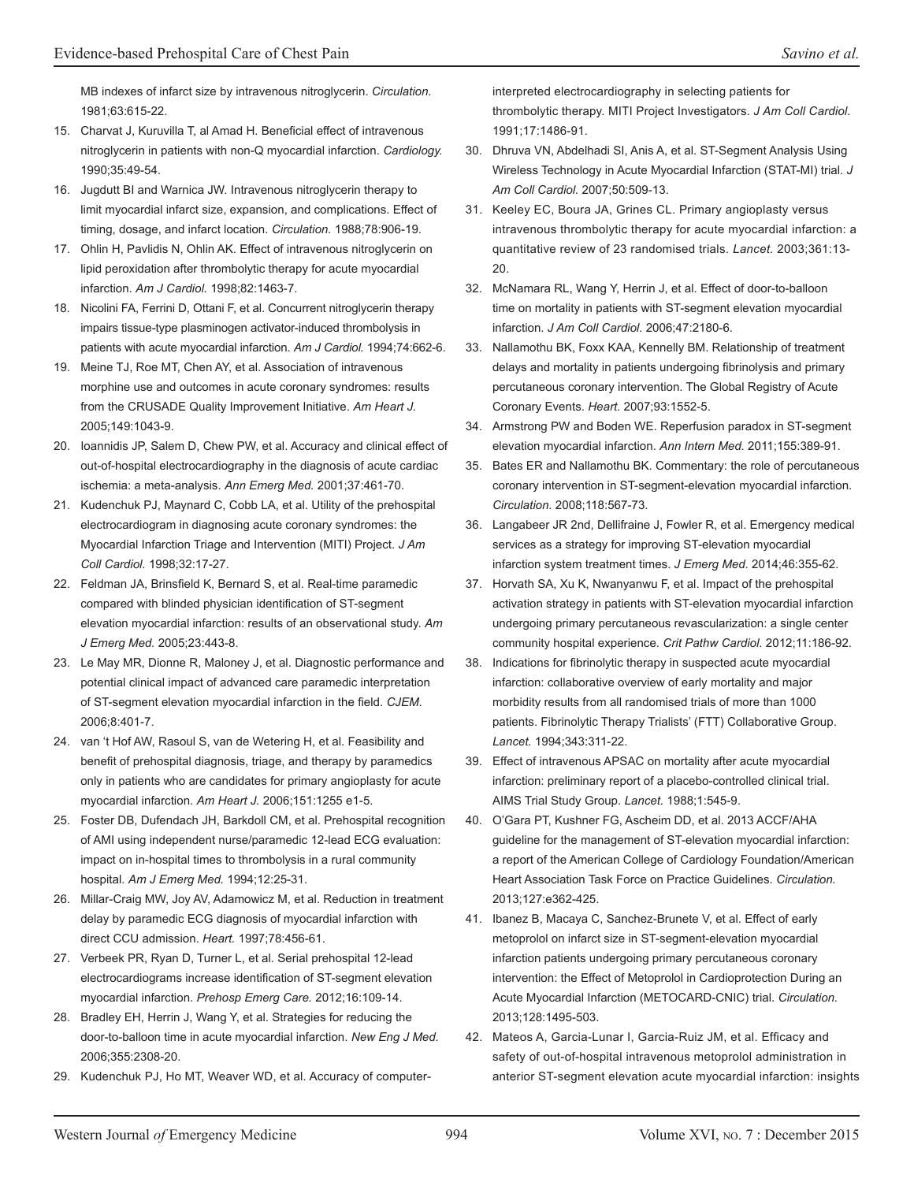MB indexes of infarct size by intravenous nitroglycerin. *Circulation.* 1981;63:615-22.

15. Charvat J, Kuruvilla T, al Amad H. Beneficial effect of intravenous nitroglycerin in patients with non-Q myocardial infarction. *Cardiology.* 1990;35:49-54.
16. Jugdutt BI and Warnica JW. Intravenous nitroglycerin therapy to limit myocardial infarct size, expansion, and complications. Effect of timing, dosage, and infarct location. *Circulation.* 1988;78:906-19.
17. Ohlin H, Pavlidis N, Ohlin AK. Effect of intravenous nitroglycerin on lipid peroxidation after thrombolytic therapy for acute myocardial infarction. *Am J Cardiol.* 1998;82:1463-7.
18. Nicolini FA, Ferrini D, Ottani F, et al. Concurrent nitroglycerin therapy impairs tissue-type plasminogen activator-induced thrombolysis in patients with acute myocardial infarction. *Am J Cardiol.* 1994;74:662-6.
19. Meine TJ, Roe MT, Chen AY, et al. Association of intravenous morphine use and outcomes in acute coronary syndromes: results from the CRUSADE Quality Improvement Initiative. *Am Heart J.* 2005;149:1043-9.
20. Ioannidis JP, Salem D, Chew PW, et al. Accuracy and clinical effect of out-of-hospital electrocardiography in the diagnosis of acute cardiac ischemia: a meta-analysis. *Ann Emerg Med.* 2001;37:461-70.
21. Kudenchuk PJ, Maynard C, Cobb LA, et al. Utility of the prehospital electrocardiogram in diagnosing acute coronary syndromes: the Myocardial Infarction Triage and Intervention (MITI) Project. *J Am Coll Cardiol.* 1998;32:17-27.
22. Feldman JA, Brinsfield K, Bernard S, et al. Real-time paramedic compared with blinded physician identification of ST-segment elevation myocardial infarction: results of an observational study. *Am J Emerg Med.* 2005;23:443-8.
23. Le May MR, Dionne R, Maloney J, et al. Diagnostic performance and potential clinical impact of advanced care paramedic interpretation of ST-segment elevation myocardial infarction in the field. *CJEM.* 2006;8:401-7.
24. van 't Hof AW, Rasoul S, van de Wetering H, et al. Feasibility and benefit of prehospital diagnosis, triage, and therapy by paramedics only in patients who are candidates for primary angioplasty for acute myocardial infarction. *Am Heart J.* 2006;151:1255 e1-5.
25. Foster DB, Dufendach JH, Barkdoll CM, et al. Prehospital recognition of AMI using independent nurse/paramedic 12-lead ECG evaluation: impact on in-hospital times to thrombolysis in a rural community hospital. *Am J Emerg Med.* 1994;12:25-31.
26. Millar-Craig MW, Joy AV, Adamowicz M, et al. Reduction in treatment delay by paramedic ECG diagnosis of myocardial infarction with direct CCU admission. *Heart.* 1997;78:456-61.
27. Verbeek PR, Ryan D, Turner L, et al. Serial prehospital 12-lead electrocardiograms increase identification of ST-segment elevation myocardial infarction. *Prehosp Emerg Care.* 2012;16:109-14.
28. Bradley EH, Herrin J, Wang Y, et al. Strategies for reducing the door-to-balloon time in acute myocardial infarction. *New Eng J Med.* 2006;355:2308-20.
29. Kudenchuk PJ, Ho MT, Weaver WD, et al. Accuracy of computer-interpreted electrocardiography in selecting patients for thrombolytic therapy. MITI Project Investigators. *J Am Coll Cardiol.* 1991;17:1486-91.
30. Dhruva VN, Abdelhadi SI, Anis A, et al. ST-Segment Analysis Using Wireless Technology in Acute Myocardial Infarction (STAT-MI) trial. *J Am Coll Cardiol.* 2007;50:509-13.
31. Keeley EC, Boura JA, Grines CL. Primary angioplasty versus intravenous thrombolytic therapy for acute myocardial infarction: a quantitative review of 23 randomised trials. *Lancet.* 2003;361:13-20.
32. McNamara RL, Wang Y, Herrin J, et al. Effect of door-to-balloon time on mortality in patients with ST-segment elevation myocardial infarction. *J Am Coll Cardiol.* 2006;47:2180-6.
33. Nallamothu BK, Foxx KAA, Kennelly BM. Relationship of treatment delays and mortality in patients undergoing fibrinolysis and primary percutaneous coronary intervention. The Global Registry of Acute Coronary Events. *Heart.* 2007;93:1552-5.
34. Armstrong PW and Boden WE. Reperfusion paradox in ST-segment elevation myocardial infarction. *Ann Intern Med.* 2011;155:389-91.
35. Bates ER and Nallamothu BK. Commentary: the role of percutaneous coronary intervention in ST-segment-elevation myocardial infarction. *Circulation.* 2008;118:567-73.
36. Langabeer JR 2nd, Dellifraine J, Fowler R, et al. Emergency medical services as a strategy for improving ST-elevation myocardial infarction system treatment times. *J Emerg Med.* 2014;46:355-62.
37. Horvath SA, Xu K, Nwanyanwu F, et al. Impact of the prehospital activation strategy in patients with ST-elevation myocardial infarction undergoing primary percutaneous revascularization: a single center community hospital experience. *Crit Pathw Cardiol.* 2012;11:186-92.
38. Indications for fibrinolytic therapy in suspected acute myocardial infarction: collaborative overview of early mortality and major morbidity results from all randomised trials of more than 1000 patients. Fibrinolytic Therapy Trialists' (FTT) Collaborative Group. *Lancet.* 1994;343:311-22.
39. Effect of intravenous APSAC on mortality after acute myocardial infarction: preliminary report of a placebo-controlled clinical trial. AIMS Trial Study Group. *Lancet.* 1988;1:545-9.
40. O'Gara PT, Kushner FG, Ascheim DD, et al. 2013 ACCF/AHA guideline for the management of ST-elevation myocardial infarction: a report of the American College of Cardiology Foundation/American Heart Association Task Force on Practice Guidelines. *Circulation.* 2013;127:e362-425.
41. Ibanez B, Macaya C, Sanchez-Brunete V, et al. Effect of early metoprolol on infarct size in ST-segment-elevation myocardial infarction patients undergoing primary percutaneous coronary intervention: the Effect of Metoprolol in Cardioprotection During an Acute Myocardial Infarction (METOCARD-CNIC) trial. *Circulation.* 2013;128:1495-503.
42. Mateos A, Garcia-Lunar I, Garcia-Ruiz JM, et al. Efficacy and safety of out-of-hospital intravenous metoprolol administration in anterior ST-segment elevation acute myocardial infarction: insights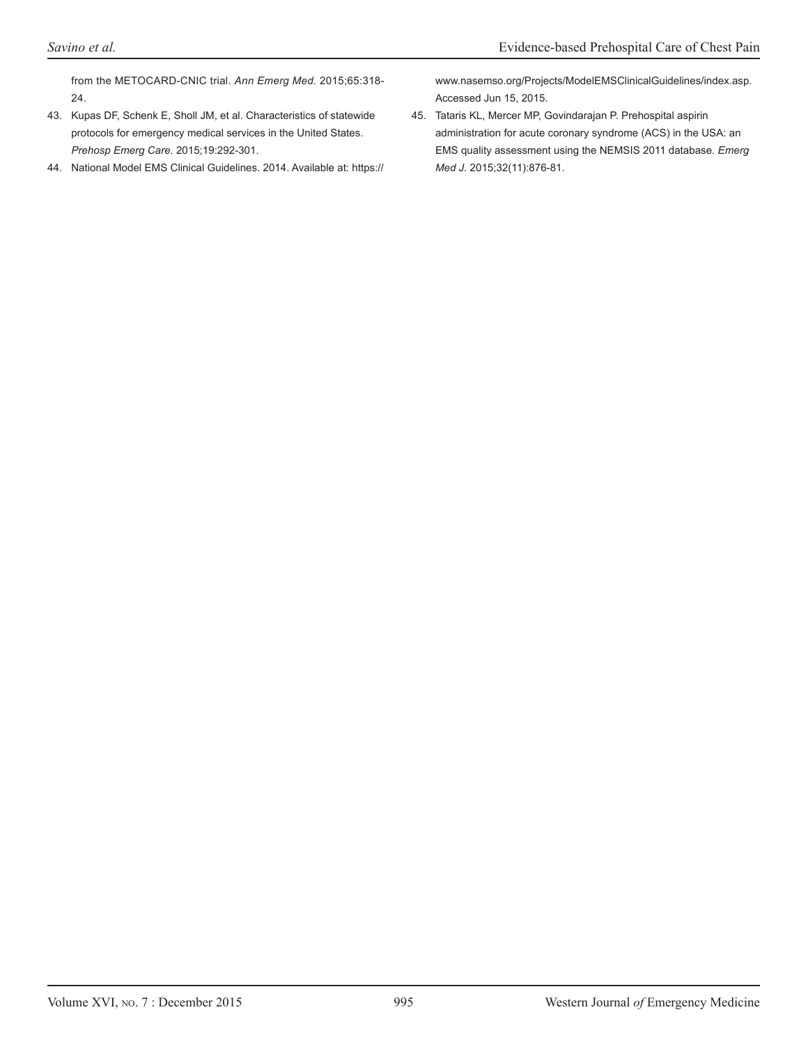from the METOCARD-CNIC trial. *Ann Emerg Med.* 2015;65:318-24.

43. Kupas DF, Schenk E, Sholl JM, et al. Characteristics of statewide protocols for emergency medical services in the United States. *Prehosp Emerg Care.* 2015;19:292-301.
44. National Model EMS Clinical Guidelines. 2014. Available at: https://www.nasemso.org/Projects/ModelEMSClinicalGuidelines/index.asp. Accessed Jun 15, 2015.
45. Tataris KL, Mercer MP, Govindarajan P. Prehospital aspirin administration for acute coronary syndrome (ACS) in the USA: an EMS quality assessment using the NEMSIS 2011 database. *Emerg Med J.* 2015;32(11):876-81.